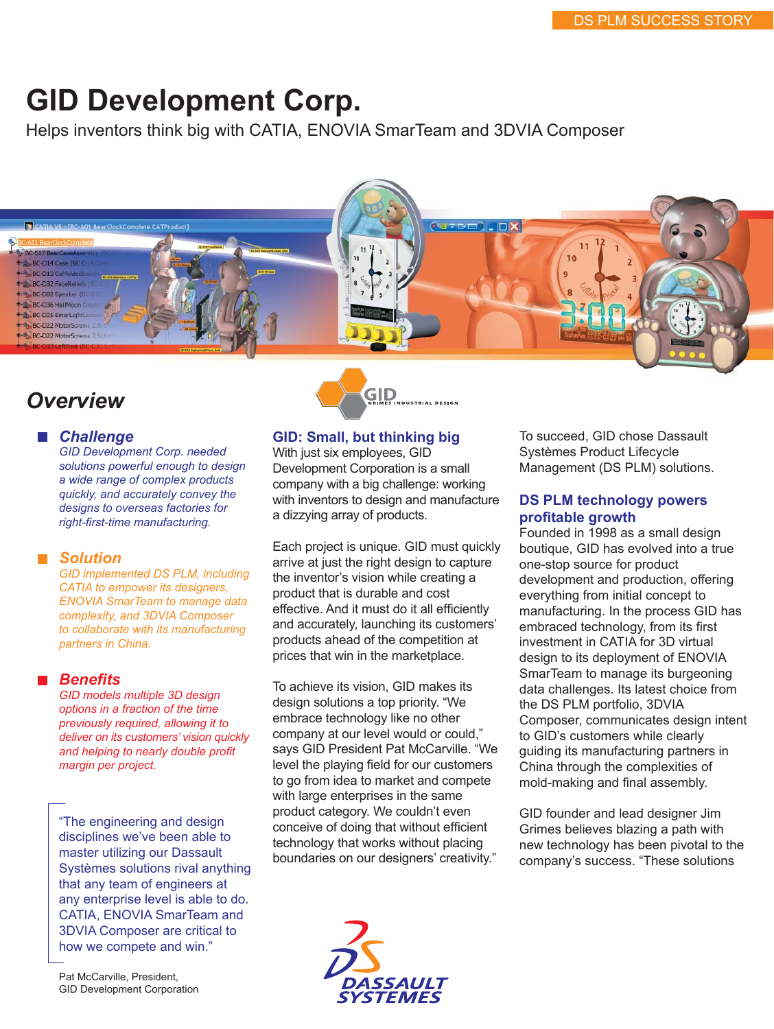DS PLM SUCCESS STORY

# GID Development Corp.

Helps inventors think big with CATIA, ENOVIA SmarTeam and 3DVIA Composer

## Overview

### Challenge

*GID Development Corp. needed solutions powerful enough to design a wide range of complex products quickly, and accurately convey the designs to overseas factories for right-first-time manufacturing.*

### Solution

*GID implemented DS PLM, including CATIA to empower its designers, ENOVIA SmarTeam to manage data complexity, and 3DVIA Composer to collaborate with its manufacturing partners in China.*

### Benefits

*GID models multiple 3D design options in a fraction of the time previously required, allowing it to deliver on its customers' vision quickly and helping to nearly double profit margin per project.*

"The engineering and design disciplines we've been able to master utilizing our Dassault Systèmes solutions rival anything that any team of engineers at any enterprise level is able to do. CATIA, ENOVIA SmarTeam and 3DVIA Composer are critical to how we compete and win."

Pat McCarville, President, GID Development Corporation

### GID: Small, but thinking big

With just six employees, GID Development Corporation is a small company with a big challenge: working with inventors to design and manufacture a dizzying array of products.

Each project is unique. GID must quickly arrive at just the right design to capture the inventor's vision while creating a product that is durable and cost effective. And it must do it all efficiently and accurately, launching its customers' products ahead of the competition at prices that win in the marketplace.

To achieve its vision, GID makes its design solutions a top priority. "We embrace technology like no other company at our level would or could," says GID President Pat McCarville. "We level the playing field for our customers to go from idea to market and compete with large enterprises in the same product category. We couldn't even conceive of doing that without efficient technology that works without placing boundaries on our designers' creativity."

To succeed, GID chose Dassault Systèmes Product Lifecycle Management (DS PLM) solutions.

### DS PLM technology powers profitable growth

Founded in 1998 as a small design boutique, GID has evolved into a true one-stop source for product development and production, offering everything from initial concept to manufacturing. In the process GID has embraced technology, from its first investment in CATIA for 3D virtual design to its deployment of ENOVIA SmarTeam to manage its burgeoning data challenges. Its latest choice from the DS PLM portfolio, 3DVIA Composer, communicates design intent to GID's customers while clearly guiding its manufacturing partners in China through the complexities of mold-making and final assembly.

GID founder and lead designer Jim Grimes believes blazing a path with new technology has been pivotal to the company's success. "These solutions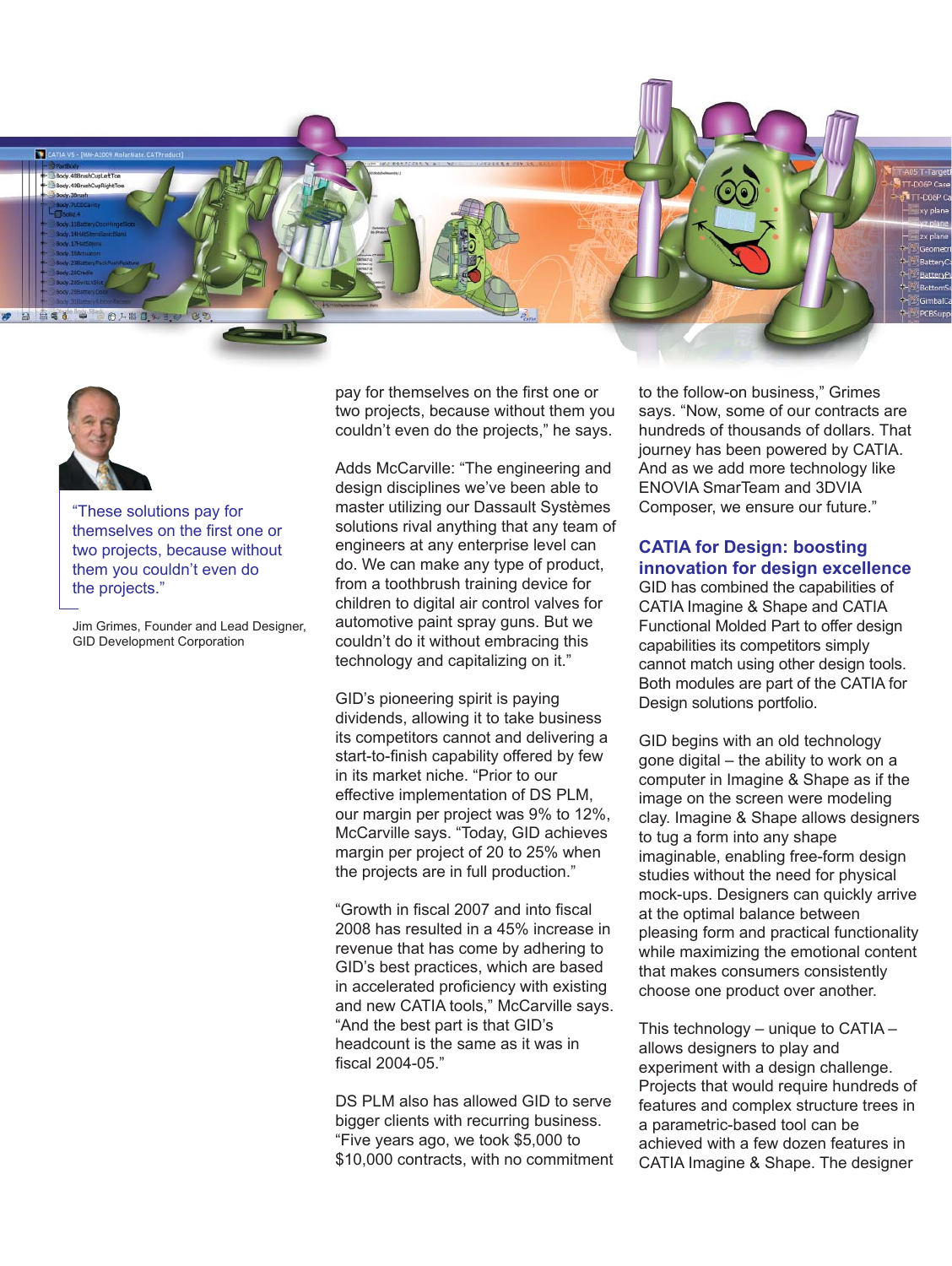"These solutions pay for themselves on the first one or two projects, because without them you couldn't even do the projects."

Jim Grimes, Founder and Lead Designer, GID Development Corporation

pay for themselves on the first one or two projects, because without them you couldn't even do the projects," he says.

Adds McCarville: "The engineering and design disciplines we've been able to master utilizing our Dassault Systèmes solutions rival anything that any team of engineers at any enterprise level can do. We can make any type of product, from a toothbrush training device for children to digital air control valves for automotive paint spray guns. But we couldn't do it without embracing this technology and capitalizing on it."

GID's pioneering spirit is paying dividends, allowing it to take business its competitors cannot and delivering a start-to-finish capability offered by few in its market niche. "Prior to our effective implementation of DS PLM, our margin per project was 9% to 12%, McCarville says. "Today, GID achieves margin per project of 20 to 25% when the projects are in full production."

"Growth in fiscal 2007 and into fiscal 2008 has resulted in a 45% increase in revenue that has come by adhering to GID's best practices, which are based in accelerated proficiency with existing and new CATIA tools," McCarville says. "And the best part is that GID's headcount is the same as it was in fiscal 2004-05."

DS PLM also has allowed GID to serve bigger clients with recurring business. "Five years ago, we took $5,000 to $10,000 contracts, with no commitment to the follow-on business," Grimes says. "Now, some of our contracts are hundreds of thousands of dollars. That journey has been powered by CATIA. And as we add more technology like ENOVIA SmarTeam and 3DVIA Composer, we ensure our future."

## CATIA for Design: boosting innovation for design excellence

GID has combined the capabilities of CATIA Imagine & Shape and CATIA Functional Molded Part to offer design capabilities its competitors simply cannot match using other design tools. Both modules are part of the CATIA for Design solutions portfolio.

GID begins with an old technology gone digital – the ability to work on a computer in Imagine & Shape as if the image on the screen were modeling clay. Imagine & Shape allows designers to tug a form into any shape imaginable, enabling free-form design studies without the need for physical mock-ups. Designers can quickly arrive at the optimal balance between pleasing form and practical functionality while maximizing the emotional content that makes consumers consistently choose one product over another.

This technology – unique to CATIA – allows designers to play and experiment with a design challenge. Projects that would require hundreds of features and complex structure trees in a parametric-based tool can be achieved with a few dozen features in CATIA Imagine & Shape. The designer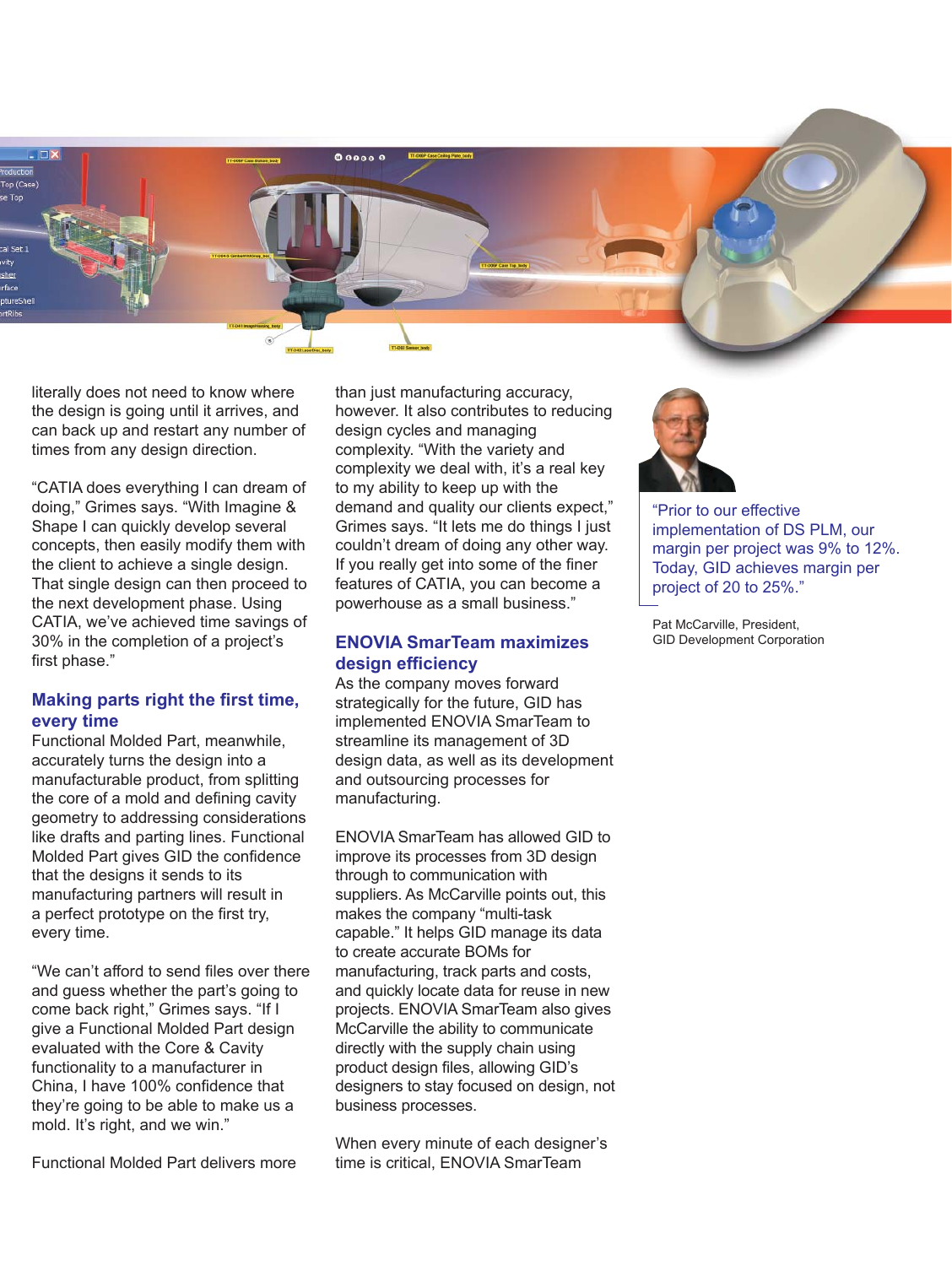literally does not need to know where the design is going until it arrives, and can back up and restart any number of times from any design direction.

“CATIA does everything I can dream of doing,” Grimes says. “With Imagine & Shape I can quickly develop several concepts, then easily modify them with the client to achieve a single design. That single design can then proceed to the next development phase. Using CATIA, we’ve achieved time savings of 30% in the completion of a project’s first phase.”

## Making parts right the first time, every time

Functional Molded Part, meanwhile, accurately turns the design into a manufacturable product, from splitting the core of a mold and defining cavity geometry to addressing considerations like drafts and parting lines. Functional Molded Part gives GID the confidence that the designs it sends to its manufacturing partners will result in a perfect prototype on the first try, every time.

“We can’t afford to send files over there and guess whether the part’s going to come back right,” Grimes says. “If I give a Functional Molded Part design evaluated with the Core & Cavity functionality to a manufacturer in China, I have 100% confidence that they’re going to be able to make us a mold. It’s right, and we win.”

Functional Molded Part delivers more than just manufacturing accuracy, however. It also contributes to reducing design cycles and managing complexity. “With the variety and complexity we deal with, it’s a real key to my ability to keep up with the demand and quality our clients expect,” Grimes says. “It lets me do things I just couldn’t dream of doing any other way. If you really get into some of the finer features of CATIA, you can become a powerhouse as a small business.”

## ENOVIA SmarTeam maximizes design efficiency

As the company moves forward strategically for the future, GID has implemented ENOVIA SmarTeam to streamline its management of 3D design data, as well as its development and outsourcing processes for manufacturing.

ENOVIA SmarTeam has allowed GID to improve its processes from 3D design through to communication with suppliers. As McCarville points out, this makes the company “multi-task capable.” It helps GID manage its data to create accurate BOMs for manufacturing, track parts and costs, and quickly locate data for reuse in new projects. ENOVIA SmarTeam also gives McCarville the ability to communicate directly with the supply chain using product design files, allowing GID’s designers to stay focused on design, not business processes.

When every minute of each designer’s time is critical, ENOVIA SmarTeam

“Prior to our effective implementation of DS PLM, our margin per project was 9% to 12%. Today, GID achieves margin per project of 20 to 25%.”

Pat McCarville, President,
GID Development Corporation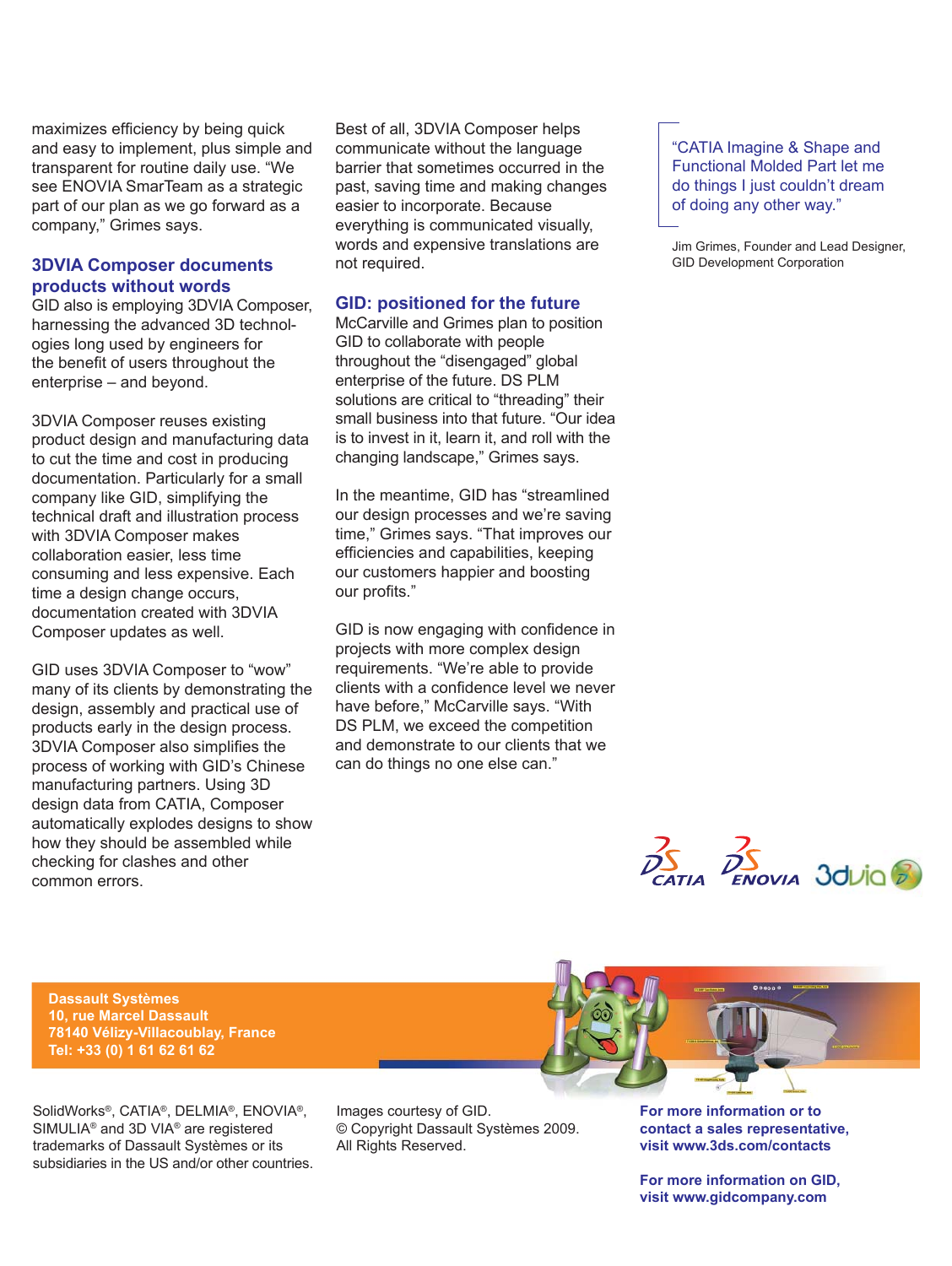maximizes efficiency by being quick and easy to implement, plus simple and transparent for routine daily use. "We see ENOVIA SmarTeam as a strategic part of our plan as we go forward as a company," Grimes says.

## 3DVIA Composer documents products without words

GID also is employing 3DVIA Composer, harnessing the advanced 3D technologies long used by engineers for the benefit of users throughout the enterprise – and beyond.

3DVIA Composer reuses existing product design and manufacturing data to cut the time and cost in producing documentation. Particularly for a small company like GID, simplifying the technical draft and illustration process with 3DVIA Composer makes collaboration easier, less time consuming and less expensive. Each time a design change occurs, documentation created with 3DVIA Composer updates as well.

GID uses 3DVIA Composer to "wow" many of its clients by demonstrating the design, assembly and practical use of products early in the design process. 3DVIA Composer also simplifies the process of working with GID's Chinese manufacturing partners. Using 3D design data from CATIA, Composer automatically explodes designs to show how they should be assembled while checking for clashes and other common errors.

Best of all, 3DVIA Composer helps communicate without the language barrier that sometimes occurred in the past, saving time and making changes easier to incorporate. Because everything is communicated visually, words and expensive translations are not required.

## GID: positioned for the future

McCarville and Grimes plan to position GID to collaborate with people throughout the "disengaged" global enterprise of the future. DS PLM solutions are critical to "threading" their small business into that future. "Our idea is to invest in it, learn it, and roll with the changing landscape," Grimes says.

In the meantime, GID has "streamlined our design processes and we're saving time," Grimes says. "That improves our efficiencies and capabilities, keeping our customers happier and boosting our profits."

GID is now engaging with confidence in projects with more complex design requirements. "We're able to provide clients with a confidence level we never have before," McCarville says. "With DS PLM, we exceed the competition and demonstrate to our clients that we can do things no one else can."

> "CATIA Imagine & Shape and Functional Molded Part let me do things I just couldn't dream of doing any other way."

Jim Grimes, Founder and Lead Designer, GID Development Corporation

**Dassault Systèmes**
**10, rue Marcel Dassault**
**78140 Vélizy-Villacoublay, France**
**Tel: +33 (0) 1 61 62 61 62**

SolidWorks®, CATIA®, DELMIA®, ENOVIA®, SIMULIA® and 3D VIA® are registered trademarks of Dassault Systèmes or its subsidiaries in the US and/or other countries.

Images courtesy of GID.
© Copyright Dassault Systèmes 2009.
All Rights Reserved.

**For more information or to contact a sales representative, visit www.3ds.com/contacts**

**For more information on GID, visit www.gidcompany.com**